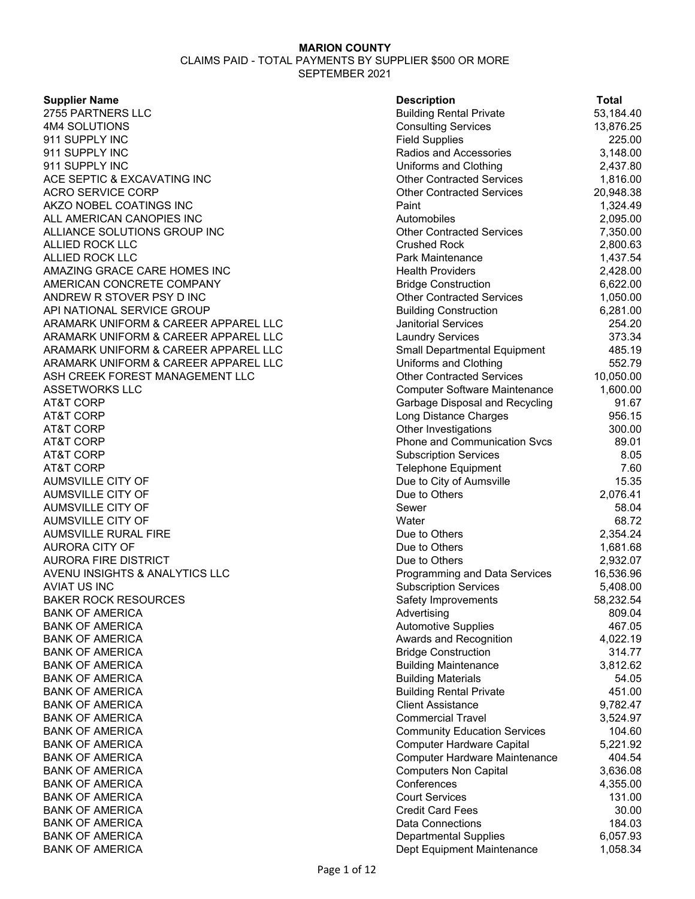**MARION COUNTY**

CLAIMS PAID - TOTAL PAYMENTS BY SUPPLIER $500 OR MORE

SEPTEMBER 2021

| Supplier Name | Description | Total |
|---|---|---|
| 2755 PARTNERS LLC | Building Rental Private | 53,184.40 |
| 4M4 SOLUTIONS | Consulting Services | 13,876.25 |
| 911 SUPPLY INC | Field Supplies | 225.00 |
| 911 SUPPLY INC | Radios and Accessories | 3,148.00 |
| 911 SUPPLY INC | Uniforms and Clothing | 2,437.80 |
| ACE SEPTIC & EXCAVATING INC | Other Contracted Services | 1,816.00 |
| ACRO SERVICE CORP | Other Contracted Services | 20,948.38 |
| AKZO NOBEL COATINGS INC | Paint | 1,324.49 |
| ALL AMERICAN CANOPIES INC | Automobiles | 2,095.00 |
| ALLIANCE SOLUTIONS GROUP INC | Other Contracted Services | 7,350.00 |
| ALLIED ROCK LLC | Crushed Rock | 2,800.63 |
| ALLIED ROCK LLC | Park Maintenance | 1,437.54 |
| AMAZING GRACE CARE HOMES INC | Health Providers | 2,428.00 |
| AMERICAN CONCRETE COMPANY | Bridge Construction | 6,622.00 |
| ANDREW R STOVER PSY D INC | Other Contracted Services | 1,050.00 |
| API NATIONAL SERVICE GROUP | Building Construction | 6,281.00 |
| ARAMARK UNIFORM & CAREER APPAREL LLC | Janitorial Services | 254.20 |
| ARAMARK UNIFORM & CAREER APPAREL LLC | Laundry Services | 373.34 |
| ARAMARK UNIFORM & CAREER APPAREL LLC | Small Departmental Equipment | 485.19 |
| ARAMARK UNIFORM & CAREER APPAREL LLC | Uniforms and Clothing | 552.79 |
| ASH CREEK FOREST MANAGEMENT LLC | Other Contracted Services | 10,050.00 |
| ASSETWORKS LLC | Computer Software Maintenance | 1,600.00 |
| AT&T CORP | Garbage Disposal and Recycling | 91.67 |
| AT&T CORP | Long Distance Charges | 956.15 |
| AT&T CORP | Other Investigations | 300.00 |
| AT&T CORP | Phone and Communication Svcs | 89.01 |
| AT&T CORP | Subscription Services | 8.05 |
| AT&T CORP | Telephone Equipment | 7.60 |
| AUMSVILLE CITY OF | Due to City of Aumsville | 15.35 |
| AUMSVILLE CITY OF | Due to Others | 2,076.41 |
| AUMSVILLE CITY OF | Sewer | 58.04 |
| AUMSVILLE CITY OF | Water | 68.72 |
| AUMSVILLE RURAL FIRE | Due to Others | 2,354.24 |
| AURORA CITY OF | Due to Others | 1,681.68 |
| AURORA FIRE DISTRICT | Due to Others | 2,932.07 |
| AVENU INSIGHTS & ANALYTICS LLC | Programming and Data Services | 16,536.96 |
| AVIAT US INC | Subscription Services | 5,408.00 |
| BAKER ROCK RESOURCES | Safety Improvements | 58,232.54 |
| BANK OF AMERICA | Advertising | 809.04 |
| BANK OF AMERICA | Automotive Supplies | 467.05 |
| BANK OF AMERICA | Awards and Recognition | 4,022.19 |
| BANK OF AMERICA | Bridge Construction | 314.77 |
| BANK OF AMERICA | Building Maintenance | 3,812.62 |
| BANK OF AMERICA | Building Materials | 54.05 |
| BANK OF AMERICA | Building Rental Private | 451.00 |
| BANK OF AMERICA | Client Assistance | 9,782.47 |
| BANK OF AMERICA | Commercial Travel | 3,524.97 |
| BANK OF AMERICA | Community Education Services | 104.60 |
| BANK OF AMERICA | Computer Hardware Capital | 5,221.92 |
| BANK OF AMERICA | Computer Hardware Maintenance | 404.54 |
| BANK OF AMERICA | Computers Non Capital | 3,636.08 |
| BANK OF AMERICA | Conferences | 4,355.00 |
| BANK OF AMERICA | Court Services | 131.00 |
| BANK OF AMERICA | Credit Card Fees | 30.00 |
| BANK OF AMERICA | Data Connections | 184.03 |
| BANK OF AMERICA | Departmental Supplies | 6,057.93 |
| BANK OF AMERICA | Dept Equipment Maintenance | 1,058.34 |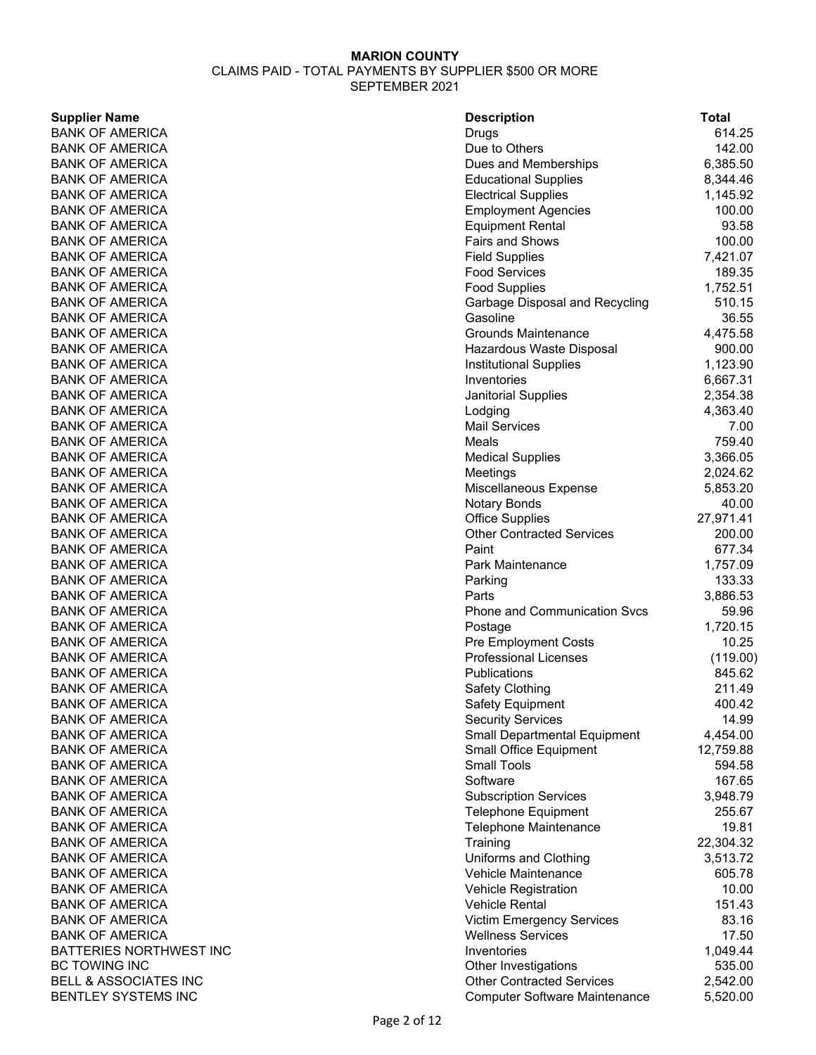**MARION COUNTY**

CLAIMS PAID - TOTAL PAYMENTS BY SUPPLIER $500 OR MORE

SEPTEMBER 2021

| Supplier Name | Description | Total |
|---|---|---|
| BANK OF AMERICA | Drugs | 614.25 |
| BANK OF AMERICA | Due to Others | 142.00 |
| BANK OF AMERICA | Dues and Memberships | 6,385.50 |
| BANK OF AMERICA | Educational Supplies | 8,344.46 |
| BANK OF AMERICA | Electrical Supplies | 1,145.92 |
| BANK OF AMERICA | Employment Agencies | 100.00 |
| BANK OF AMERICA | Equipment Rental | 93.58 |
| BANK OF AMERICA | Fairs and Shows | 100.00 |
| BANK OF AMERICA | Field Supplies | 7,421.07 |
| BANK OF AMERICA | Food Services | 189.35 |
| BANK OF AMERICA | Food Supplies | 1,752.51 |
| BANK OF AMERICA | Garbage Disposal and Recycling | 510.15 |
| BANK OF AMERICA | Gasoline | 36.55 |
| BANK OF AMERICA | Grounds Maintenance | 4,475.58 |
| BANK OF AMERICA | Hazardous Waste Disposal | 900.00 |
| BANK OF AMERICA | Institutional Supplies | 1,123.90 |
| BANK OF AMERICA | Inventories | 6,667.31 |
| BANK OF AMERICA | Janitorial Supplies | 2,354.38 |
| BANK OF AMERICA | Lodging | 4,363.40 |
| BANK OF AMERICA | Mail Services | 7.00 |
| BANK OF AMERICA | Meals | 759.40 |
| BANK OF AMERICA | Medical Supplies | 3,366.05 |
| BANK OF AMERICA | Meetings | 2,024.62 |
| BANK OF AMERICA | Miscellaneous Expense | 5,853.20 |
| BANK OF AMERICA | Notary Bonds | 40.00 |
| BANK OF AMERICA | Office Supplies | 27,971.41 |
| BANK OF AMERICA | Other Contracted Services | 200.00 |
| BANK OF AMERICA | Paint | 677.34 |
| BANK OF AMERICA | Park Maintenance | 1,757.09 |
| BANK OF AMERICA | Parking | 133.33 |
| BANK OF AMERICA | Parts | 3,886.53 |
| BANK OF AMERICA | Phone and Communication Svcs | 59.96 |
| BANK OF AMERICA | Postage | 1,720.15 |
| BANK OF AMERICA | Pre Employment Costs | 10.25 |
| BANK OF AMERICA | Professional Licenses | (119.00) |
| BANK OF AMERICA | Publications | 845.62 |
| BANK OF AMERICA | Safety Clothing | 211.49 |
| BANK OF AMERICA | Safety Equipment | 400.42 |
| BANK OF AMERICA | Security Services | 14.99 |
| BANK OF AMERICA | Small Departmental Equipment | 4,454.00 |
| BANK OF AMERICA | Small Office Equipment | 12,759.88 |
| BANK OF AMERICA | Small Tools | 594.58 |
| BANK OF AMERICA | Software | 167.65 |
| BANK OF AMERICA | Subscription Services | 3,948.79 |
| BANK OF AMERICA | Telephone Equipment | 255.67 |
| BANK OF AMERICA | Telephone Maintenance | 19.81 |
| BANK OF AMERICA | Training | 22,304.32 |
| BANK OF AMERICA | Uniforms and Clothing | 3,513.72 |
| BANK OF AMERICA | Vehicle Maintenance | 605.78 |
| BANK OF AMERICA | Vehicle Registration | 10.00 |
| BANK OF AMERICA | Vehicle Rental | 151.43 |
| BANK OF AMERICA | Victim Emergency Services | 83.16 |
| BANK OF AMERICA | Wellness Services | 17.50 |
| BATTERIES NORTHWEST INC | Inventories | 1,049.44 |
| BC TOWING INC | Other Investigations | 535.00 |
| BELL & ASSOCIATES INC | Other Contracted Services | 2,542.00 |
| BENTLEY SYSTEMS INC | Computer Software Maintenance | 5,520.00 |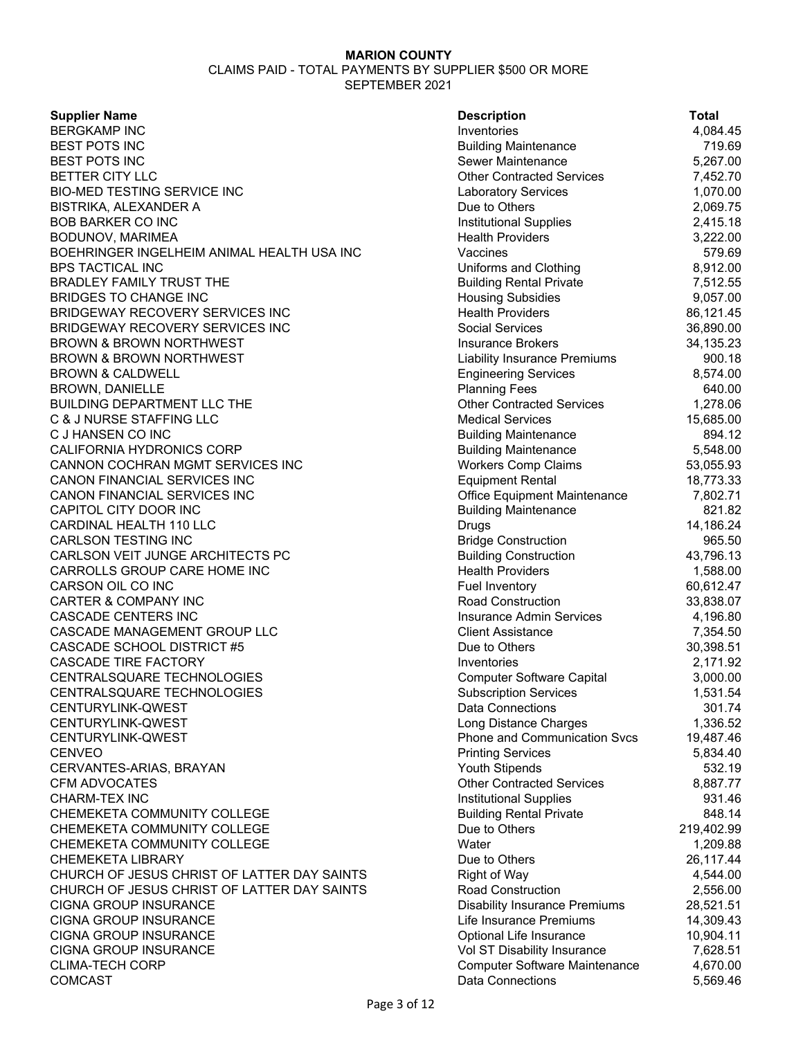**MARION COUNTY**

CLAIMS PAID - TOTAL PAYMENTS BY SUPPLIER $500 OR MORE

SEPTEMBER 2021

| Supplier Name | Description | Total |
|---|---|---|
| BERGKAMP INC | Inventories | 4,084.45 |
| BEST POTS INC | Building Maintenance | 719.69 |
| BEST POTS INC | Sewer Maintenance | 5,267.00 |
| BETTER CITY LLC | Other Contracted Services | 7,452.70 |
| BIO-MED TESTING SERVICE INC | Laboratory Services | 1,070.00 |
| BISTRIKA, ALEXANDER A | Due to Others | 2,069.75 |
| BOB BARKER CO INC | Institutional Supplies | 2,415.18 |
| BODUNOV, MARIMEA | Health Providers | 3,222.00 |
| BOEHRINGER INGELHEIM ANIMAL HEALTH USA INC | Vaccines | 579.69 |
| BPS TACTICAL INC | Uniforms and Clothing | 8,912.00 |
| BRADLEY FAMILY TRUST THE | Building Rental Private | 7,512.55 |
| BRIDGES TO CHANGE INC | Housing Subsidies | 9,057.00 |
| BRIDGEWAY RECOVERY SERVICES INC | Health Providers | 86,121.45 |
| BRIDGEWAY RECOVERY SERVICES INC | Social Services | 36,890.00 |
| BROWN & BROWN NORTHWEST | Insurance Brokers | 34,135.23 |
| BROWN & BROWN NORTHWEST | Liability Insurance Premiums | 900.18 |
| BROWN & CALDWELL | Engineering Services | 8,574.00 |
| BROWN, DANIELLE | Planning Fees | 640.00 |
| BUILDING DEPARTMENT LLC THE | Other Contracted Services | 1,278.06 |
| C & J NURSE STAFFING LLC | Medical Services | 15,685.00 |
| C J HANSEN CO INC | Building Maintenance | 894.12 |
| CALIFORNIA HYDRONICS CORP | Building Maintenance | 5,548.00 |
| CANNON COCHRAN MGMT SERVICES INC | Workers Comp Claims | 53,055.93 |
| CANON FINANCIAL SERVICES INC | Equipment Rental | 18,773.33 |
| CANON FINANCIAL SERVICES INC | Office Equipment Maintenance | 7,802.71 |
| CAPITOL CITY DOOR INC | Building Maintenance | 821.82 |
| CARDINAL HEALTH 110 LLC | Drugs | 14,186.24 |
| CARLSON TESTING INC | Bridge Construction | 965.50 |
| CARLSON VEIT JUNGE ARCHITECTS PC | Building Construction | 43,796.13 |
| CARROLLS GROUP CARE HOME INC | Health Providers | 1,588.00 |
| CARSON OIL CO INC | Fuel Inventory | 60,612.47 |
| CARTER & COMPANY INC | Road Construction | 33,838.07 |
| CASCADE CENTERS INC | Insurance Admin Services | 4,196.80 |
| CASCADE MANAGEMENT GROUP LLC | Client Assistance | 7,354.50 |
| CASCADE SCHOOL DISTRICT #5 | Due to Others | 30,398.51 |
| CASCADE TIRE FACTORY | Inventories | 2,171.92 |
| CENTRALSQUARE TECHNOLOGIES | Computer Software Capital | 3,000.00 |
| CENTRALSQUARE TECHNOLOGIES | Subscription Services | 1,531.54 |
| CENTURYLINK-QWEST | Data Connections | 301.74 |
| CENTURYLINK-QWEST | Long Distance Charges | 1,336.52 |
| CENTURYLINK-QWEST | Phone and Communication Svcs | 19,487.46 |
| CENVEO | Printing Services | 5,834.40 |
| CERVANTES-ARIAS, BRAYAN | Youth Stipends | 532.19 |
| CFM ADVOCATES | Other Contracted Services | 8,887.77 |
| CHARM-TEX INC | Institutional Supplies | 931.46 |
| CHEMEKETA COMMUNITY COLLEGE | Building Rental Private | 848.14 |
| CHEMEKETA COMMUNITY COLLEGE | Due to Others | 219,402.99 |
| CHEMEKETA COMMUNITY COLLEGE | Water | 1,209.88 |
| CHEMEKETA LIBRARY | Due to Others | 26,117.44 |
| CHURCH OF JESUS CHRIST OF LATTER DAY SAINTS | Right of Way | 4,544.00 |
| CHURCH OF JESUS CHRIST OF LATTER DAY SAINTS | Road Construction | 2,556.00 |
| CIGNA GROUP INSURANCE | Disability Insurance Premiums | 28,521.51 |
| CIGNA GROUP INSURANCE | Life Insurance Premiums | 14,309.43 |
| CIGNA GROUP INSURANCE | Optional Life Insurance | 10,904.11 |
| CIGNA GROUP INSURANCE | Vol ST Disability Insurance | 7,628.51 |
| CLIMA-TECH CORP | Computer Software Maintenance | 4,670.00 |
| COMCAST | Data Connections | 5,569.46 |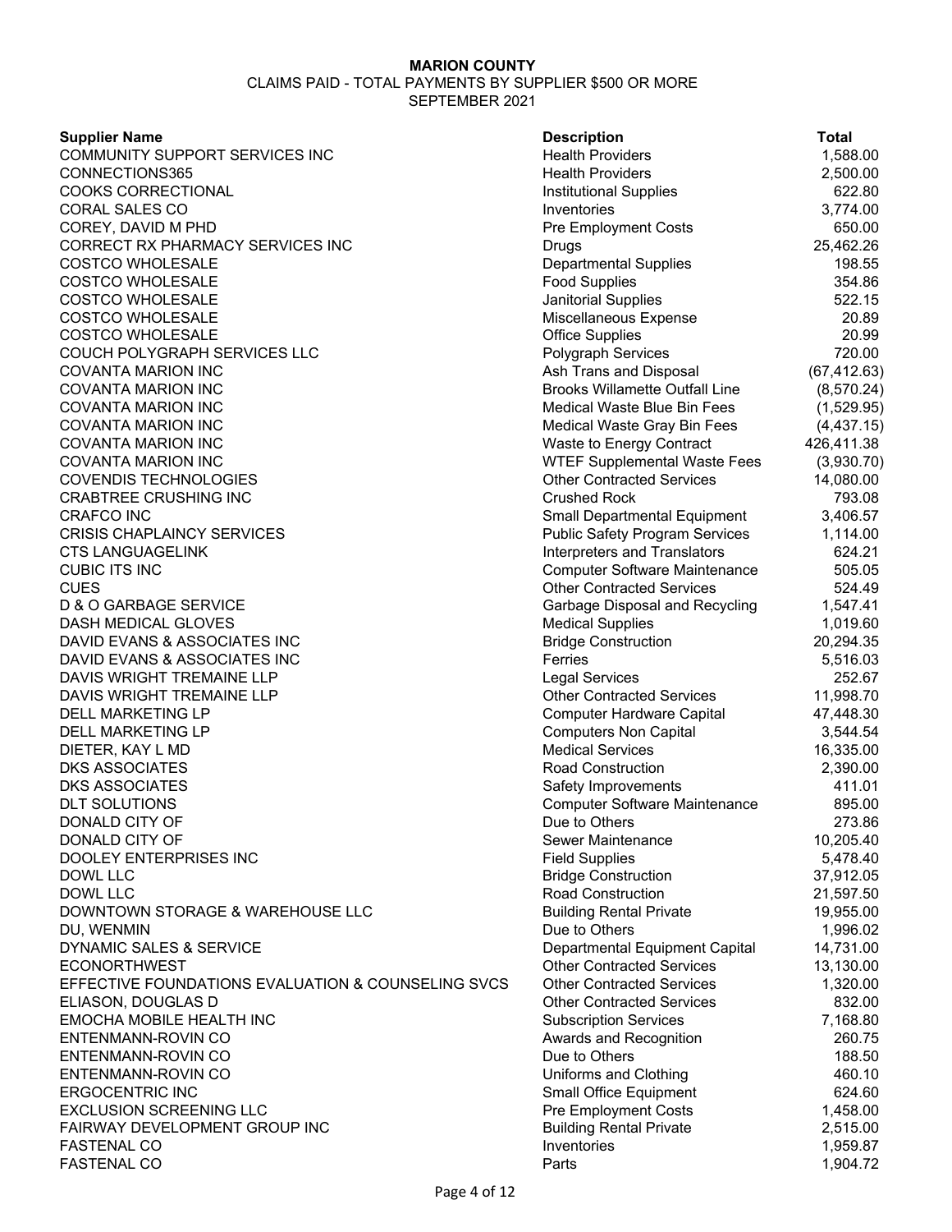**MARION COUNTY**

CLAIMS PAID - TOTAL PAYMENTS BY SUPPLIER $500 OR MORE

SEPTEMBER 2021

| Supplier Name | Description | Total |
|---|---|---|
| COMMUNITY SUPPORT SERVICES INC | Health Providers | 1,588.00 |
| CONNECTIONS365 | Health Providers | 2,500.00 |
| COOKS CORRECTIONAL | Institutional Supplies | 622.80 |
| CORAL SALES CO | Inventories | 3,774.00 |
| COREY, DAVID M PHD | Pre Employment Costs | 650.00 |
| CORRECT RX PHARMACY SERVICES INC | Drugs | 25,462.26 |
| COSTCO WHOLESALE | Departmental Supplies | 198.55 |
| COSTCO WHOLESALE | Food Supplies | 354.86 |
| COSTCO WHOLESALE | Janitorial Supplies | 522.15 |
| COSTCO WHOLESALE | Miscellaneous Expense | 20.89 |
| COSTCO WHOLESALE | Office Supplies | 20.99 |
| COUCH POLYGRAPH SERVICES LLC | Polygraph Services | 720.00 |
| COVANTA MARION INC | Ash Trans and Disposal | (67,412.63) |
| COVANTA MARION INC | Brooks Willamette Outfall Line | (8,570.24) |
| COVANTA MARION INC | Medical Waste Blue Bin Fees | (1,529.95) |
| COVANTA MARION INC | Medical Waste Gray Bin Fees | (4,437.15) |
| COVANTA MARION INC | Waste to Energy Contract | 426,411.38 |
| COVANTA MARION INC | WTEF Supplemental Waste Fees | (3,930.70) |
| COVENDIS TECHNOLOGIES | Other Contracted Services | 14,080.00 |
| CRABTREE CRUSHING INC | Crushed Rock | 793.08 |
| CRAFCO INC | Small Departmental Equipment | 3,406.57 |
| CRISIS CHAPLAINCY SERVICES | Public Safety Program Services | 1,114.00 |
| CTS LANGUAGELINK | Interpreters and Translators | 624.21 |
| CUBIC ITS INC | Computer Software Maintenance | 505.05 |
| CUES | Other Contracted Services | 524.49 |
| D & O GARBAGE SERVICE | Garbage Disposal and Recycling | 1,547.41 |
| DASH MEDICAL GLOVES | Medical Supplies | 1,019.60 |
| DAVID EVANS & ASSOCIATES INC | Bridge Construction | 20,294.35 |
| DAVID EVANS & ASSOCIATES INC | Ferries | 5,516.03 |
| DAVIS WRIGHT TREMAINE LLP | Legal Services | 252.67 |
| DAVIS WRIGHT TREMAINE LLP | Other Contracted Services | 11,998.70 |
| DELL MARKETING LP | Computer Hardware Capital | 47,448.30 |
| DELL MARKETING LP | Computers Non Capital | 3,544.54 |
| DIETER, KAY L MD | Medical Services | 16,335.00 |
| DKS ASSOCIATES | Road Construction | 2,390.00 |
| DKS ASSOCIATES | Safety Improvements | 411.01 |
| DLT SOLUTIONS | Computer Software Maintenance | 895.00 |
| DONALD CITY OF | Due to Others | 273.86 |
| DONALD CITY OF | Sewer Maintenance | 10,205.40 |
| DOOLEY ENTERPRISES INC | Field Supplies | 5,478.40 |
| DOWL LLC | Bridge Construction | 37,912.05 |
| DOWL LLC | Road Construction | 21,597.50 |
| DOWNTOWN STORAGE & WAREHOUSE LLC | Building Rental Private | 19,955.00 |
| DU, WENMIN | Due to Others | 1,996.02 |
| DYNAMIC SALES & SERVICE | Departmental Equipment Capital | 14,731.00 |
| ECONORTHWEST | Other Contracted Services | 13,130.00 |
| EFFECTIVE FOUNDATIONS EVALUATION & COUNSELING SVCS | Other Contracted Services | 1,320.00 |
| ELIASON, DOUGLAS D | Other Contracted Services | 832.00 |
| EMOCHA MOBILE HEALTH INC | Subscription Services | 7,168.80 |
| ENTENMANN-ROVIN CO | Awards and Recognition | 260.75 |
| ENTENMANN-ROVIN CO | Due to Others | 188.50 |
| ENTENMANN-ROVIN CO | Uniforms and Clothing | 460.10 |
| ERGOCENTRIC INC | Small Office Equipment | 624.60 |
| EXCLUSION SCREENING LLC | Pre Employment Costs | 1,458.00 |
| FAIRWAY DEVELOPMENT GROUP INC | Building Rental Private | 2,515.00 |
| FASTENAL CO | Inventories | 1,959.87 |
| FASTENAL CO | Parts | 1,904.72 |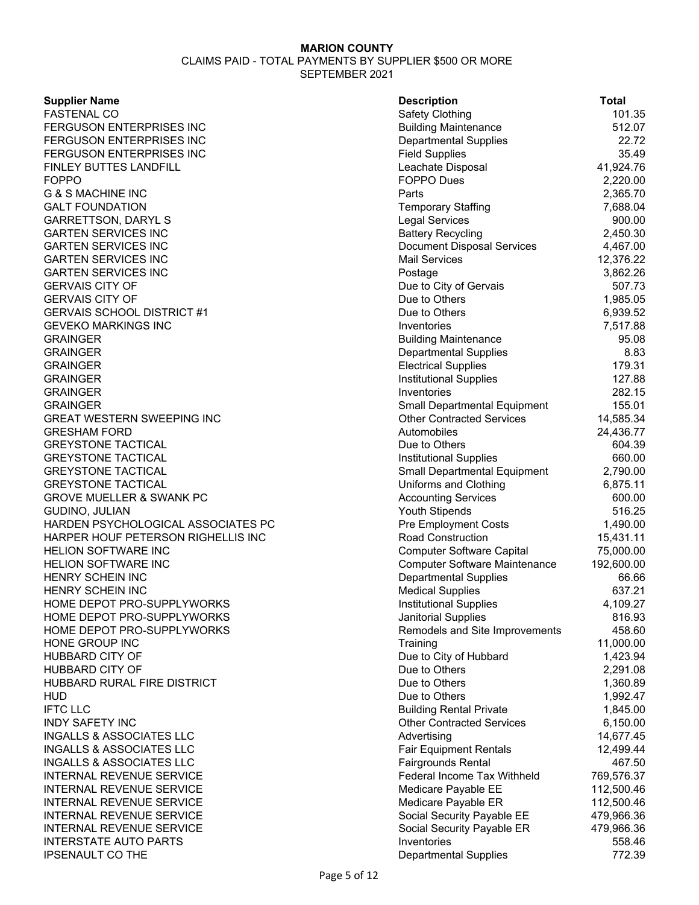**MARION COUNTY**

CLAIMS PAID - TOTAL PAYMENTS BY SUPPLIER $500 OR MORE

SEPTEMBER 2021

| Supplier Name | Description | Total |
|---|---|---|
| FASTENAL CO | Safety Clothing | 101.35 |
| FERGUSON ENTERPRISES INC | Building Maintenance | 512.07 |
| FERGUSON ENTERPRISES INC | Departmental Supplies | 22.72 |
| FERGUSON ENTERPRISES INC | Field Supplies | 35.49 |
| FINLEY BUTTES LANDFILL | Leachate Disposal | 41,924.76 |
| FOPPO | FOPPO Dues | 2,220.00 |
| G & S MACHINE INC | Parts | 2,365.70 |
| GALT FOUNDATION | Temporary Staffing | 7,688.04 |
| GARRETTSON, DARYL S | Legal Services | 900.00 |
| GARTEN SERVICES INC | Battery Recycling | 2,450.30 |
| GARTEN SERVICES INC | Document Disposal Services | 4,467.00 |
| GARTEN SERVICES INC | Mail Services | 12,376.22 |
| GARTEN SERVICES INC | Postage | 3,862.26 |
| GERVAIS CITY OF | Due to City of Gervais | 507.73 |
| GERVAIS CITY OF | Due to Others | 1,985.05 |
| GERVAIS SCHOOL DISTRICT #1 | Due to Others | 6,939.52 |
| GEVEKO MARKINGS INC | Inventories | 7,517.88 |
| GRAINGER | Building Maintenance | 95.08 |
| GRAINGER | Departmental Supplies | 8.83 |
| GRAINGER | Electrical Supplies | 179.31 |
| GRAINGER | Institutional Supplies | 127.88 |
| GRAINGER | Inventories | 282.15 |
| GRAINGER | Small Departmental Equipment | 155.01 |
| GREAT WESTERN SWEEPING INC | Other Contracted Services | 14,585.34 |
| GRESHAM FORD | Automobiles | 24,436.77 |
| GREYSTONE TACTICAL | Due to Others | 604.39 |
| GREYSTONE TACTICAL | Institutional Supplies | 660.00 |
| GREYSTONE TACTICAL | Small Departmental Equipment | 2,790.00 |
| GREYSTONE TACTICAL | Uniforms and Clothing | 6,875.11 |
| GROVE MUELLER & SWANK PC | Accounting Services | 600.00 |
| GUDINO, JULIAN | Youth Stipends | 516.25 |
| HARDEN PSYCHOLOGICAL ASSOCIATES PC | Pre Employment Costs | 1,490.00 |
| HARPER HOUF PETERSON RIGHELLIS INC | Road Construction | 15,431.11 |
| HELION SOFTWARE INC | Computer Software Capital | 75,000.00 |
| HELION SOFTWARE INC | Computer Software Maintenance | 192,600.00 |
| HENRY SCHEIN INC | Departmental Supplies | 66.66 |
| HENRY SCHEIN INC | Medical Supplies | 637.21 |
| HOME DEPOT PRO-SUPPLYWORKS | Institutional Supplies | 4,109.27 |
| HOME DEPOT PRO-SUPPLYWORKS | Janitorial Supplies | 816.93 |
| HOME DEPOT PRO-SUPPLYWORKS | Remodels and Site Improvements | 458.60 |
| HONE GROUP INC | Training | 11,000.00 |
| HUBBARD CITY OF | Due to City of Hubbard | 1,423.94 |
| HUBBARD CITY OF | Due to Others | 2,291.08 |
| HUBBARD RURAL FIRE DISTRICT | Due to Others | 1,360.89 |
| HUD | Due to Others | 1,992.47 |
| IFTC LLC | Building Rental Private | 1,845.00 |
| INDY SAFETY INC | Other Contracted Services | 6,150.00 |
| INGALLS & ASSOCIATES LLC | Advertising | 14,677.45 |
| INGALLS & ASSOCIATES LLC | Fair Equipment Rentals | 12,499.44 |
| INGALLS & ASSOCIATES LLC | Fairgrounds Rental | 467.50 |
| INTERNAL REVENUE SERVICE | Federal Income Tax Withheld | 769,576.37 |
| INTERNAL REVENUE SERVICE | Medicare Payable EE | 112,500.46 |
| INTERNAL REVENUE SERVICE | Medicare Payable ER | 112,500.46 |
| INTERNAL REVENUE SERVICE | Social Security Payable EE | 479,966.36 |
| INTERNAL REVENUE SERVICE | Social Security Payable ER | 479,966.36 |
| INTERSTATE AUTO PARTS | Inventories | 558.46 |
| IPSENAULT CO THE | Departmental Supplies | 772.39 |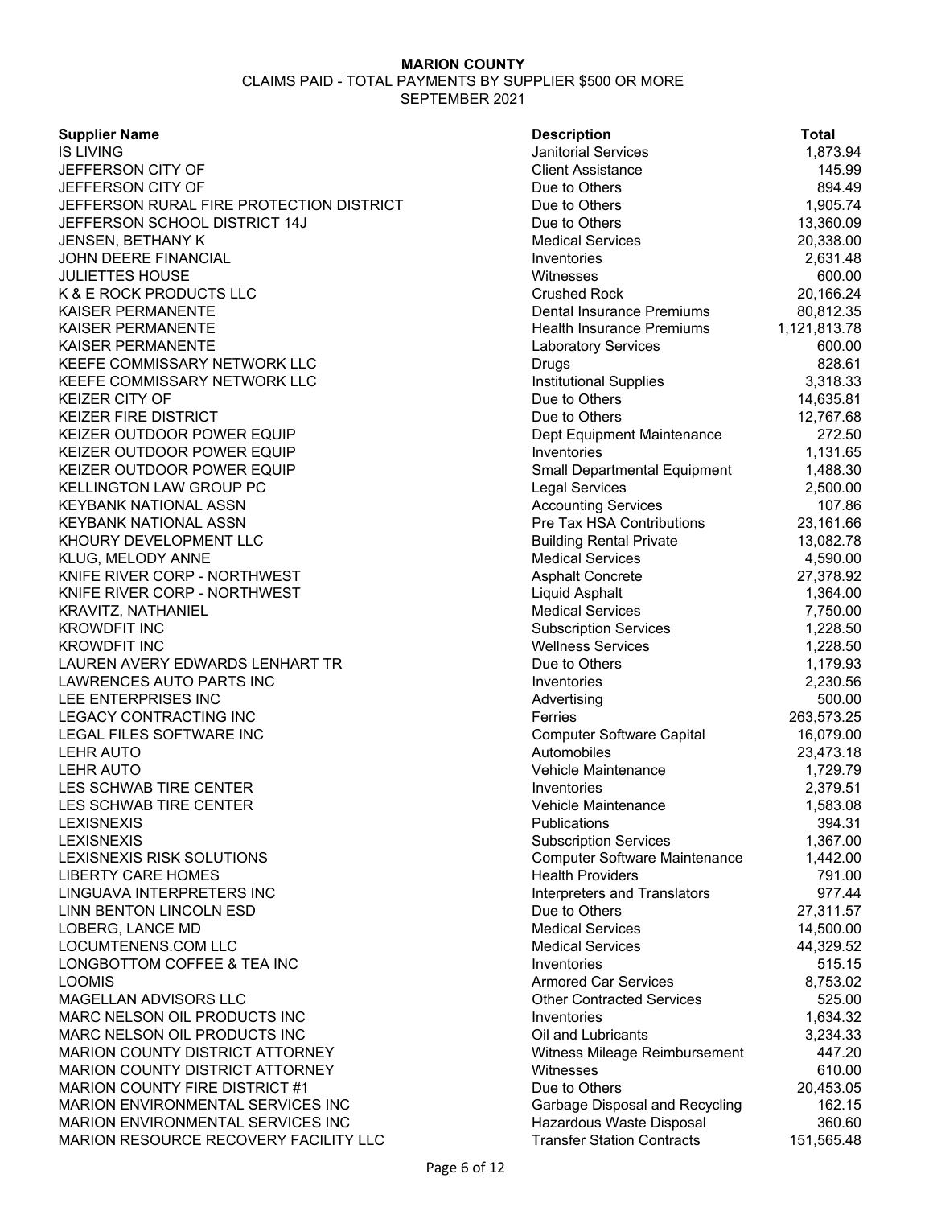**MARION COUNTY**

CLAIMS PAID - TOTAL PAYMENTS BY SUPPLIER $500 OR MORE

SEPTEMBER 2021

| Supplier Name | Description | Total |
|---|---|---|
| IS LIVING | Janitorial Services | 1,873.94 |
| JEFFERSON CITY OF | Client Assistance | 145.99 |
| JEFFERSON CITY OF | Due to Others | 894.49 |
| JEFFERSON RURAL FIRE PROTECTION DISTRICT | Due to Others | 1,905.74 |
| JEFFERSON SCHOOL DISTRICT 14J | Due to Others | 13,360.09 |
| JENSEN, BETHANY K | Medical Services | 20,338.00 |
| JOHN DEERE FINANCIAL | Inventories | 2,631.48 |
| JULIETTES HOUSE | Witnesses | 600.00 |
| K & E ROCK PRODUCTS LLC | Crushed Rock | 20,166.24 |
| KAISER PERMANENTE | Dental Insurance Premiums | 80,812.35 |
| KAISER PERMANENTE | Health Insurance Premiums | 1,121,813.78 |
| KAISER PERMANENTE | Laboratory Services | 600.00 |
| KEEFE COMMISSARY NETWORK LLC | Drugs | 828.61 |
| KEEFE COMMISSARY NETWORK LLC | Institutional Supplies | 3,318.33 |
| KEIZER CITY OF | Due to Others | 14,635.81 |
| KEIZER FIRE DISTRICT | Due to Others | 12,767.68 |
| KEIZER OUTDOOR POWER EQUIP | Dept Equipment Maintenance | 272.50 |
| KEIZER OUTDOOR POWER EQUIP | Inventories | 1,131.65 |
| KEIZER OUTDOOR POWER EQUIP | Small Departmental Equipment | 1,488.30 |
| KELLINGTON LAW GROUP PC | Legal Services | 2,500.00 |
| KEYBANK NATIONAL ASSN | Accounting Services | 107.86 |
| KEYBANK NATIONAL ASSN | Pre Tax HSA Contributions | 23,161.66 |
| KHOURY DEVELOPMENT LLC | Building Rental Private | 13,082.78 |
| KLUG, MELODY ANNE | Medical Services | 4,590.00 |
| KNIFE RIVER CORP - NORTHWEST | Asphalt Concrete | 27,378.92 |
| KNIFE RIVER CORP - NORTHWEST | Liquid Asphalt | 1,364.00 |
| KRAVITZ, NATHANIEL | Medical Services | 7,750.00 |
| KROWDFIT INC | Subscription Services | 1,228.50 |
| KROWDFIT INC | Wellness Services | 1,228.50 |
| LAUREN AVERY EDWARDS LENHART TR | Due to Others | 1,179.93 |
| LAWRENCES AUTO PARTS INC | Inventories | 2,230.56 |
| LEE ENTERPRISES INC | Advertising | 500.00 |
| LEGACY CONTRACTING INC | Ferries | 263,573.25 |
| LEGAL FILES SOFTWARE INC | Computer Software Capital | 16,079.00 |
| LEHR AUTO | Automobiles | 23,473.18 |
| LEHR AUTO | Vehicle Maintenance | 1,729.79 |
| LES SCHWAB TIRE CENTER | Inventories | 2,379.51 |
| LES SCHWAB TIRE CENTER | Vehicle Maintenance | 1,583.08 |
| LEXISNEXIS | Publications | 394.31 |
| LEXISNEXIS | Subscription Services | 1,367.00 |
| LEXISNEXIS RISK SOLUTIONS | Computer Software Maintenance | 1,442.00 |
| LIBERTY CARE HOMES | Health Providers | 791.00 |
| LINGUAVA INTERPRETERS INC | Interpreters and Translators | 977.44 |
| LINN BENTON LINCOLN ESD | Due to Others | 27,311.57 |
| LOBERG, LANCE MD | Medical Services | 14,500.00 |
| LOCUMTENENS.COM LLC | Medical Services | 44,329.52 |
| LONGBOTTOM COFFEE & TEA INC | Inventories | 515.15 |
| LOOMIS | Armored Car Services | 8,753.02 |
| MAGELLAN ADVISORS LLC | Other Contracted Services | 525.00 |
| MARC NELSON OIL PRODUCTS INC | Inventories | 1,634.32 |
| MARC NELSON OIL PRODUCTS INC | Oil and Lubricants | 3,234.33 |
| MARION COUNTY DISTRICT ATTORNEY | Witness Mileage Reimbursement | 447.20 |
| MARION COUNTY DISTRICT ATTORNEY | Witnesses | 610.00 |
| MARION COUNTY FIRE DISTRICT #1 | Due to Others | 20,453.05 |
| MARION ENVIRONMENTAL SERVICES INC | Garbage Disposal and Recycling | 162.15 |
| MARION ENVIRONMENTAL SERVICES INC | Hazardous Waste Disposal | 360.60 |
| MARION RESOURCE RECOVERY FACILITY LLC | Transfer Station Contracts | 151,565.48 |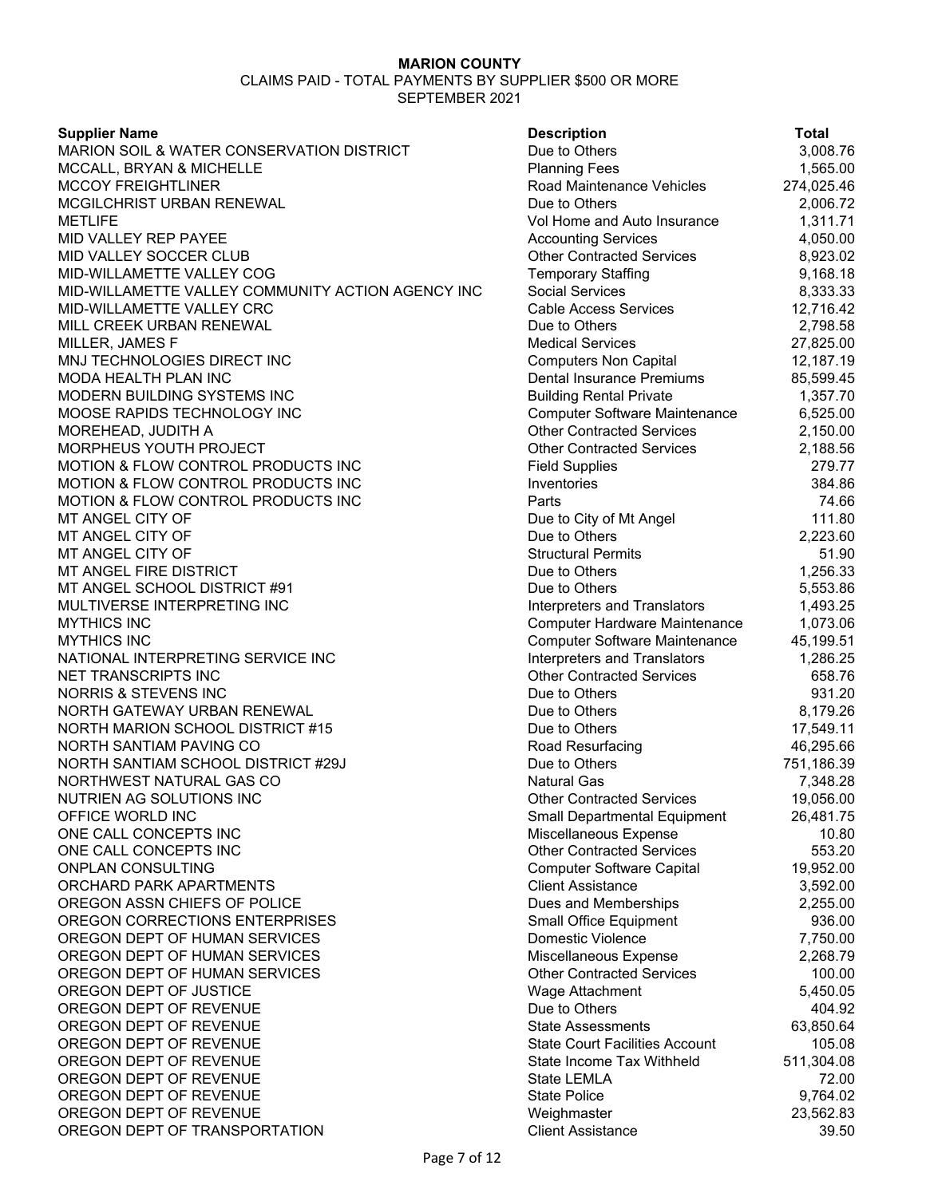**MARION COUNTY**

CLAIMS PAID - TOTAL PAYMENTS BY SUPPLIER $500 OR MORE

SEPTEMBER 2021

| Supplier Name | Description | Total |
|---|---|---|
| MARION SOIL & WATER CONSERVATION DISTRICT | Due to Others | 3,008.76 |
| MCCALL, BRYAN & MICHELLE | Planning Fees | 1,565.00 |
| MCCOY FREIGHTLINER | Road Maintenance Vehicles | 274,025.46 |
| MCGILCHRIST URBAN RENEWAL | Due to Others | 2,006.72 |
| METLIFE | Vol Home and Auto Insurance | 1,311.71 |
| MID VALLEY REP PAYEE | Accounting Services | 4,050.00 |
| MID VALLEY SOCCER CLUB | Other Contracted Services | 8,923.02 |
| MID-WILLAMETTE VALLEY COG | Temporary Staffing | 9,168.18 |
| MID-WILLAMETTE VALLEY COMMUNITY ACTION AGENCY INC | Social Services | 8,333.33 |
| MID-WILLAMETTE VALLEY CRC | Cable Access Services | 12,716.42 |
| MILL CREEK URBAN RENEWAL | Due to Others | 2,798.58 |
| MILLER, JAMES F | Medical Services | 27,825.00 |
| MNJ TECHNOLOGIES DIRECT INC | Computers Non Capital | 12,187.19 |
| MODA HEALTH PLAN INC | Dental Insurance Premiums | 85,599.45 |
| MODERN BUILDING SYSTEMS INC | Building Rental Private | 1,357.70 |
| MOOSE RAPIDS TECHNOLOGY INC | Computer Software Maintenance | 6,525.00 |
| MOREHEAD, JUDITH A | Other Contracted Services | 2,150.00 |
| MORPHEUS YOUTH PROJECT | Other Contracted Services | 2,188.56 |
| MOTION & FLOW CONTROL PRODUCTS INC | Field Supplies | 279.77 |
| MOTION & FLOW CONTROL PRODUCTS INC | Inventories | 384.86 |
| MOTION & FLOW CONTROL PRODUCTS INC | Parts | 74.66 |
| MT ANGEL CITY OF | Due to City of Mt Angel | 111.80 |
| MT ANGEL CITY OF | Due to Others | 2,223.60 |
| MT ANGEL CITY OF | Structural Permits | 51.90 |
| MT ANGEL FIRE DISTRICT | Due to Others | 1,256.33 |
| MT ANGEL SCHOOL DISTRICT #91 | Due to Others | 5,553.86 |
| MULTIVERSE INTERPRETING INC | Interpreters and Translators | 1,493.25 |
| MYTHICS INC | Computer Hardware Maintenance | 1,073.06 |
| MYTHICS INC | Computer Software Maintenance | 45,199.51 |
| NATIONAL INTERPRETING SERVICE INC | Interpreters and Translators | 1,286.25 |
| NET TRANSCRIPTS INC | Other Contracted Services | 658.76 |
| NORRIS & STEVENS INC | Due to Others | 931.20 |
| NORTH GATEWAY URBAN RENEWAL | Due to Others | 8,179.26 |
| NORTH MARION SCHOOL DISTRICT #15 | Due to Others | 17,549.11 |
| NORTH SANTIAM PAVING CO | Road Resurfacing | 46,295.66 |
| NORTH SANTIAM SCHOOL DISTRICT #29J | Due to Others | 751,186.39 |
| NORTHWEST NATURAL GAS CO | Natural Gas | 7,348.28 |
| NUTRIEN AG SOLUTIONS INC | Other Contracted Services | 19,056.00 |
| OFFICE WORLD INC | Small Departmental Equipment | 26,481.75 |
| ONE CALL CONCEPTS INC | Miscellaneous Expense | 10.80 |
| ONE CALL CONCEPTS INC | Other Contracted Services | 553.20 |
| ONPLAN CONSULTING | Computer Software Capital | 19,952.00 |
| ORCHARD PARK APARTMENTS | Client Assistance | 3,592.00 |
| OREGON ASSN CHIEFS OF POLICE | Dues and Memberships | 2,255.00 |
| OREGON CORRECTIONS ENTERPRISES | Small Office Equipment | 936.00 |
| OREGON DEPT OF HUMAN SERVICES | Domestic Violence | 7,750.00 |
| OREGON DEPT OF HUMAN SERVICES | Miscellaneous Expense | 2,268.79 |
| OREGON DEPT OF HUMAN SERVICES | Other Contracted Services | 100.00 |
| OREGON DEPT OF JUSTICE | Wage Attachment | 5,450.05 |
| OREGON DEPT OF REVENUE | Due to Others | 404.92 |
| OREGON DEPT OF REVENUE | State Assessments | 63,850.64 |
| OREGON DEPT OF REVENUE | State Court Facilities Account | 105.08 |
| OREGON DEPT OF REVENUE | State Income Tax Withheld | 511,304.08 |
| OREGON DEPT OF REVENUE | State LEMLA | 72.00 |
| OREGON DEPT OF REVENUE | State Police | 9,764.02 |
| OREGON DEPT OF REVENUE | Weighmaster | 23,562.83 |
| OREGON DEPT OF TRANSPORTATION | Client Assistance | 39.50 |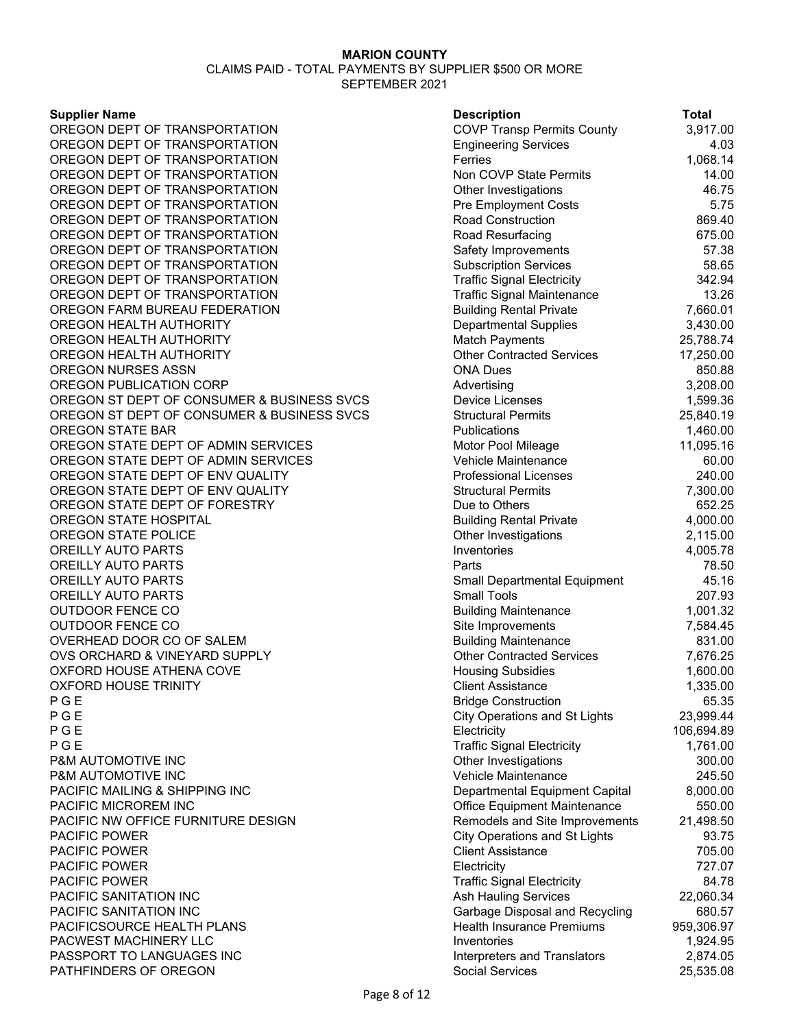**MARION COUNTY**

CLAIMS PAID - TOTAL PAYMENTS BY SUPPLIER $500 OR MORE

SEPTEMBER 2021

| Supplier Name | Description | Total |
|---|---|---|
| OREGON DEPT OF TRANSPORTATION | COVP Transp Permits County | 3,917.00 |
| OREGON DEPT OF TRANSPORTATION | Engineering Services | 4.03 |
| OREGON DEPT OF TRANSPORTATION | Ferries | 1,068.14 |
| OREGON DEPT OF TRANSPORTATION | Non COVP State Permits | 14.00 |
| OREGON DEPT OF TRANSPORTATION | Other Investigations | 46.75 |
| OREGON DEPT OF TRANSPORTATION | Pre Employment Costs | 5.75 |
| OREGON DEPT OF TRANSPORTATION | Road Construction | 869.40 |
| OREGON DEPT OF TRANSPORTATION | Road Resurfacing | 675.00 |
| OREGON DEPT OF TRANSPORTATION | Safety Improvements | 57.38 |
| OREGON DEPT OF TRANSPORTATION | Subscription Services | 58.65 |
| OREGON DEPT OF TRANSPORTATION | Traffic Signal Electricity | 342.94 |
| OREGON DEPT OF TRANSPORTATION | Traffic Signal Maintenance | 13.26 |
| OREGON FARM BUREAU FEDERATION | Building Rental Private | 7,660.01 |
| OREGON HEALTH AUTHORITY | Departmental Supplies | 3,430.00 |
| OREGON HEALTH AUTHORITY | Match Payments | 25,788.74 |
| OREGON HEALTH AUTHORITY | Other Contracted Services | 17,250.00 |
| OREGON NURSES ASSN | ONA Dues | 850.88 |
| OREGON PUBLICATION CORP | Advertising | 3,208.00 |
| OREGON ST DEPT OF CONSUMER & BUSINESS SVCS | Device Licenses | 1,599.36 |
| OREGON ST DEPT OF CONSUMER & BUSINESS SVCS | Structural Permits | 25,840.19 |
| OREGON STATE BAR | Publications | 1,460.00 |
| OREGON STATE DEPT OF ADMIN SERVICES | Motor Pool Mileage | 11,095.16 |
| OREGON STATE DEPT OF ADMIN SERVICES | Vehicle Maintenance | 60.00 |
| OREGON STATE DEPT OF ENV QUALITY | Professional Licenses | 240.00 |
| OREGON STATE DEPT OF ENV QUALITY | Structural Permits | 7,300.00 |
| OREGON STATE DEPT OF FORESTRY | Due to Others | 652.25 |
| OREGON STATE HOSPITAL | Building Rental Private | 4,000.00 |
| OREGON STATE POLICE | Other Investigations | 2,115.00 |
| OREILLY AUTO PARTS | Inventories | 4,005.78 |
| OREILLY AUTO PARTS | Parts | 78.50 |
| OREILLY AUTO PARTS | Small Departmental Equipment | 45.16 |
| OREILLY AUTO PARTS | Small Tools | 207.93 |
| OUTDOOR FENCE CO | Building Maintenance | 1,001.32 |
| OUTDOOR FENCE CO | Site Improvements | 7,584.45 |
| OVERHEAD DOOR CO OF SALEM | Building Maintenance | 831.00 |
| OVS ORCHARD & VINEYARD SUPPLY | Other Contracted Services | 7,676.25 |
| OXFORD HOUSE ATHENA COVE | Housing Subsidies | 1,600.00 |
| OXFORD HOUSE TRINITY | Client Assistance | 1,335.00 |
| P G E | Bridge Construction | 65.35 |
| P G E | City Operations and St Lights | 23,999.44 |
| P G E | Electricity | 106,694.89 |
| P G E | Traffic Signal Electricity | 1,761.00 |
| P&M AUTOMOTIVE INC | Other Investigations | 300.00 |
| P&M AUTOMOTIVE INC | Vehicle Maintenance | 245.50 |
| PACIFIC MAILING & SHIPPING INC | Departmental Equipment Capital | 8,000.00 |
| PACIFIC MICROREM INC | Office Equipment Maintenance | 550.00 |
| PACIFIC NW OFFICE FURNITURE DESIGN | Remodels and Site Improvements | 21,498.50 |
| PACIFIC POWER | City Operations and St Lights | 93.75 |
| PACIFIC POWER | Client Assistance | 705.00 |
| PACIFIC POWER | Electricity | 727.07 |
| PACIFIC POWER | Traffic Signal Electricity | 84.78 |
| PACIFIC SANITATION INC | Ash Hauling Services | 22,060.34 |
| PACIFIC SANITATION INC | Garbage Disposal and Recycling | 680.57 |
| PACIFICSOURCE HEALTH PLANS | Health Insurance Premiums | 959,306.97 |
| PACWEST MACHINERY LLC | Inventories | 1,924.95 |
| PASSPORT TO LANGUAGES INC | Interpreters and Translators | 2,874.05 |
| PATHFINDERS OF OREGON | Social Services | 25,535.08 |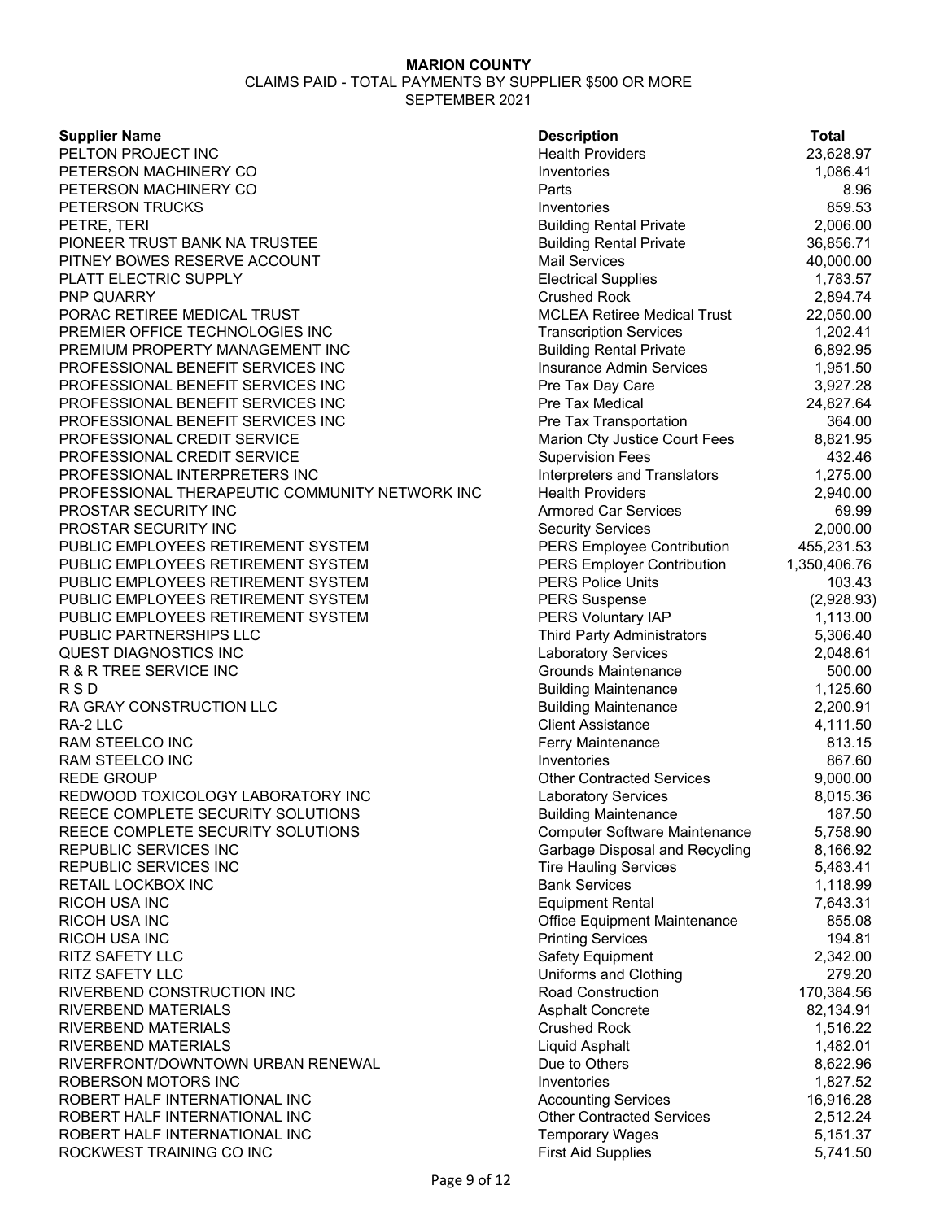**MARION COUNTY**
CLAIMS PAID - TOTAL PAYMENTS BY SUPPLIER $500 OR MORE
SEPTEMBER 2021

| Supplier Name | Description | Total |
|---|---|---|
| PELTON PROJECT INC | Health Providers | 23,628.97 |
| PETERSON MACHINERY CO | Inventories | 1,086.41 |
| PETERSON MACHINERY CO | Parts | 8.96 |
| PETERSON TRUCKS | Inventories | 859.53 |
| PETRE, TERI | Building Rental Private | 2,006.00 |
| PIONEER TRUST BANK NA TRUSTEE | Building Rental Private | 36,856.71 |
| PITNEY BOWES RESERVE ACCOUNT | Mail Services | 40,000.00 |
| PLATT ELECTRIC SUPPLY | Electrical Supplies | 1,783.57 |
| PNP QUARRY | Crushed Rock | 2,894.74 |
| PORAC RETIREE MEDICAL TRUST | MCLEA Retiree Medical Trust | 22,050.00 |
| PREMIER OFFICE TECHNOLOGIES INC | Transcription Services | 1,202.41 |
| PREMIUM PROPERTY MANAGEMENT INC | Building Rental Private | 6,892.95 |
| PROFESSIONAL BENEFIT SERVICES INC | Insurance Admin Services | 1,951.50 |
| PROFESSIONAL BENEFIT SERVICES INC | Pre Tax Day Care | 3,927.28 |
| PROFESSIONAL BENEFIT SERVICES INC | Pre Tax Medical | 24,827.64 |
| PROFESSIONAL BENEFIT SERVICES INC | Pre Tax Transportation | 364.00 |
| PROFESSIONAL CREDIT SERVICE | Marion Cty Justice Court Fees | 8,821.95 |
| PROFESSIONAL CREDIT SERVICE | Supervision Fees | 432.46 |
| PROFESSIONAL INTERPRETERS INC | Interpreters and Translators | 1,275.00 |
| PROFESSIONAL THERAPEUTIC COMMUNITY NETWORK INC | Health Providers | 2,940.00 |
| PROSTAR SECURITY INC | Armored Car Services | 69.99 |
| PROSTAR SECURITY INC | Security Services | 2,000.00 |
| PUBLIC EMPLOYEES RETIREMENT SYSTEM | PERS Employee Contribution | 455,231.53 |
| PUBLIC EMPLOYEES RETIREMENT SYSTEM | PERS Employer Contribution | 1,350,406.76 |
| PUBLIC EMPLOYEES RETIREMENT SYSTEM | PERS Police Units | 103.43 |
| PUBLIC EMPLOYEES RETIREMENT SYSTEM | PERS Suspense | (2,928.93) |
| PUBLIC EMPLOYEES RETIREMENT SYSTEM | PERS Voluntary IAP | 1,113.00 |
| PUBLIC PARTNERSHIPS LLC | Third Party Administrators | 5,306.40 |
| QUEST DIAGNOSTICS INC | Laboratory Services | 2,048.61 |
| R & R TREE SERVICE INC | Grounds Maintenance | 500.00 |
| R S D | Building Maintenance | 1,125.60 |
| RA GRAY CONSTRUCTION LLC | Building Maintenance | 2,200.91 |
| RA-2 LLC | Client Assistance | 4,111.50 |
| RAM STEELCO INC | Ferry Maintenance | 813.15 |
| RAM STEELCO INC | Inventories | 867.60 |
| REDE GROUP | Other Contracted Services | 9,000.00 |
| REDWOOD TOXICOLOGY LABORATORY INC | Laboratory Services | 8,015.36 |
| REECE COMPLETE SECURITY SOLUTIONS | Building Maintenance | 187.50 |
| REECE COMPLETE SECURITY SOLUTIONS | Computer Software Maintenance | 5,758.90 |
| REPUBLIC SERVICES INC | Garbage Disposal and Recycling | 8,166.92 |
| REPUBLIC SERVICES INC | Tire Hauling Services | 5,483.41 |
| RETAIL LOCKBOX INC | Bank Services | 1,118.99 |
| RICOH USA INC | Equipment Rental | 7,643.31 |
| RICOH USA INC | Office Equipment Maintenance | 855.08 |
| RICOH USA INC | Printing Services | 194.81 |
| RITZ SAFETY LLC | Safety Equipment | 2,342.00 |
| RITZ SAFETY LLC | Uniforms and Clothing | 279.20 |
| RIVERBEND CONSTRUCTION INC | Road Construction | 170,384.56 |
| RIVERBEND MATERIALS | Asphalt Concrete | 82,134.91 |
| RIVERBEND MATERIALS | Crushed Rock | 1,516.22 |
| RIVERBEND MATERIALS | Liquid Asphalt | 1,482.01 |
| RIVERFRONT/DOWNTOWN URBAN RENEWAL | Due to Others | 8,622.96 |
| ROBERSON MOTORS INC | Inventories | 1,827.52 |
| ROBERT HALF INTERNATIONAL INC | Accounting Services | 16,916.28 |
| ROBERT HALF INTERNATIONAL INC | Other Contracted Services | 2,512.24 |
| ROBERT HALF INTERNATIONAL INC | Temporary Wages | 5,151.37 |
| ROCKWEST TRAINING CO INC | First Aid Supplies | 5,741.50 |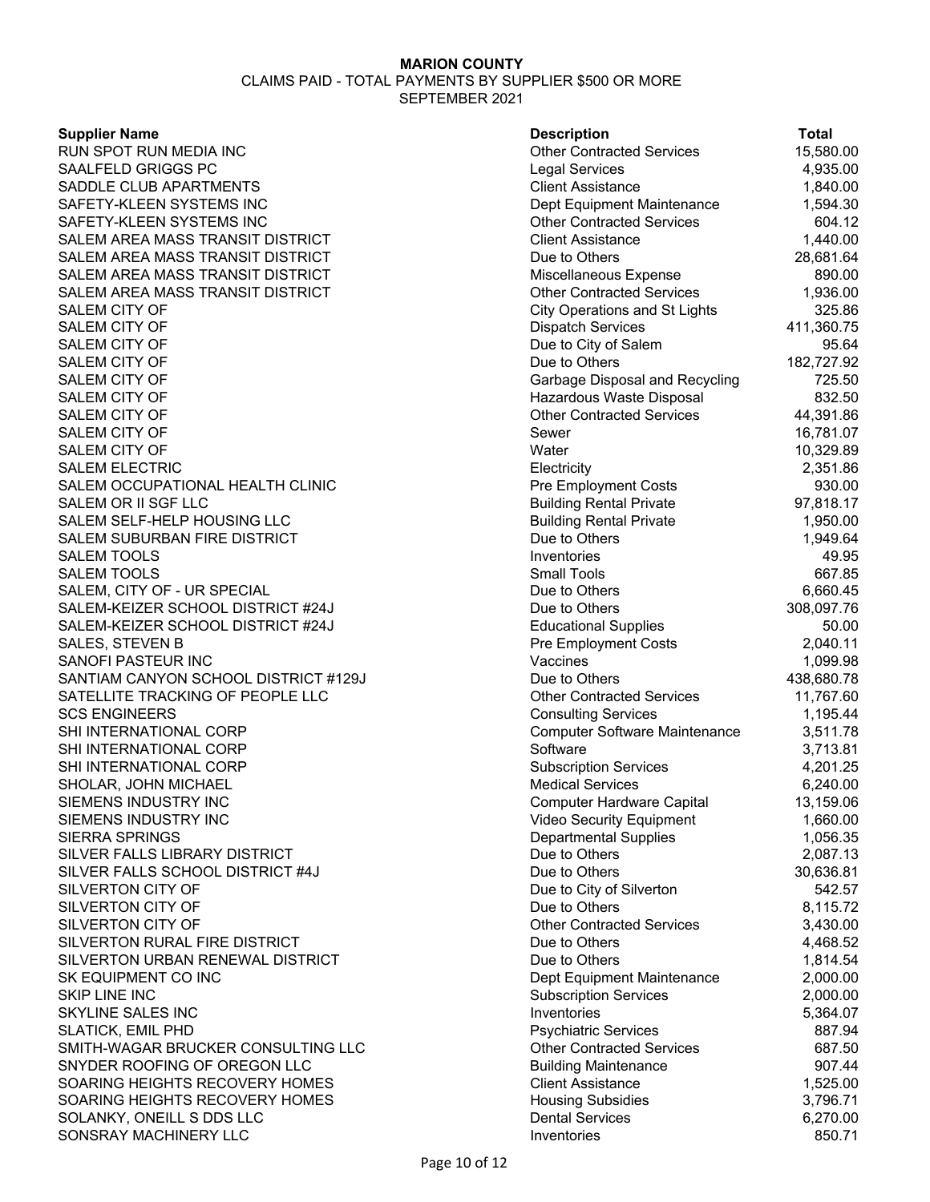**MARION COUNTY**

CLAIMS PAID - TOTAL PAYMENTS BY SUPPLIER $500 OR MORE

SEPTEMBER 2021

| Supplier Name | Description | Total |
|---|---|---|
| RUN SPOT RUN MEDIA INC | Other Contracted Services | 15,580.00 |
| SAALFELD GRIGGS PC | Legal Services | 4,935.00 |
| SADDLE CLUB APARTMENTS | Client Assistance | 1,840.00 |
| SAFETY-KLEEN SYSTEMS INC | Dept Equipment Maintenance | 1,594.30 |
| SAFETY-KLEEN SYSTEMS INC | Other Contracted Services | 604.12 |
| SALEM AREA MASS TRANSIT DISTRICT | Client Assistance | 1,440.00 |
| SALEM AREA MASS TRANSIT DISTRICT | Due to Others | 28,681.64 |
| SALEM AREA MASS TRANSIT DISTRICT | Miscellaneous Expense | 890.00 |
| SALEM AREA MASS TRANSIT DISTRICT | Other Contracted Services | 1,936.00 |
| SALEM CITY OF | City Operations and St Lights | 325.86 |
| SALEM CITY OF | Dispatch Services | 411,360.75 |
| SALEM CITY OF | Due to City of Salem | 95.64 |
| SALEM CITY OF | Due to Others | 182,727.92 |
| SALEM CITY OF | Garbage Disposal and Recycling | 725.50 |
| SALEM CITY OF | Hazardous Waste Disposal | 832.50 |
| SALEM CITY OF | Other Contracted Services | 44,391.86 |
| SALEM CITY OF | Sewer | 16,781.07 |
| SALEM CITY OF | Water | 10,329.89 |
| SALEM ELECTRIC | Electricity | 2,351.86 |
| SALEM OCCUPATIONAL HEALTH CLINIC | Pre Employment Costs | 930.00 |
| SALEM OR II SGF LLC | Building Rental Private | 97,818.17 |
| SALEM SELF-HELP HOUSING LLC | Building Rental Private | 1,950.00 |
| SALEM SUBURBAN FIRE DISTRICT | Due to Others | 1,949.64 |
| SALEM TOOLS | Inventories | 49.95 |
| SALEM TOOLS | Small Tools | 667.85 |
| SALEM, CITY OF - UR SPECIAL | Due to Others | 6,660.45 |
| SALEM-KEIZER SCHOOL DISTRICT #24J | Due to Others | 308,097.76 |
| SALEM-KEIZER SCHOOL DISTRICT #24J | Educational Supplies | 50.00 |
| SALES, STEVEN B | Pre Employment Costs | 2,040.11 |
| SANOFI PASTEUR INC | Vaccines | 1,099.98 |
| SANTIAM CANYON SCHOOL DISTRICT #129J | Due to Others | 438,680.78 |
| SATELLITE TRACKING OF PEOPLE LLC | Other Contracted Services | 11,767.60 |
| SCS ENGINEERS | Consulting Services | 1,195.44 |
| SHI INTERNATIONAL CORP | Computer Software Maintenance | 3,511.78 |
| SHI INTERNATIONAL CORP | Software | 3,713.81 |
| SHI INTERNATIONAL CORP | Subscription Services | 4,201.25 |
| SHOLAR, JOHN MICHAEL | Medical Services | 6,240.00 |
| SIEMENS INDUSTRY INC | Computer Hardware Capital | 13,159.06 |
| SIEMENS INDUSTRY INC | Video Security Equipment | 1,660.00 |
| SIERRA SPRINGS | Departmental Supplies | 1,056.35 |
| SILVER FALLS LIBRARY DISTRICT | Due to Others | 2,087.13 |
| SILVER FALLS SCHOOL DISTRICT #4J | Due to Others | 30,636.81 |
| SILVERTON CITY OF | Due to City of Silverton | 542.57 |
| SILVERTON CITY OF | Due to Others | 8,115.72 |
| SILVERTON CITY OF | Other Contracted Services | 3,430.00 |
| SILVERTON RURAL FIRE DISTRICT | Due to Others | 4,468.52 |
| SILVERTON URBAN RENEWAL DISTRICT | Due to Others | 1,814.54 |
| SK EQUIPMENT CO INC | Dept Equipment Maintenance | 2,000.00 |
| SKIP LINE INC | Subscription Services | 2,000.00 |
| SKYLINE SALES INC | Inventories | 5,364.07 |
| SLATICK, EMIL PHD | Psychiatric Services | 887.94 |
| SMITH-WAGAR BRUCKER CONSULTING LLC | Other Contracted Services | 687.50 |
| SNYDER ROOFING OF OREGON LLC | Building Maintenance | 907.44 |
| SOARING HEIGHTS RECOVERY HOMES | Client Assistance | 1,525.00 |
| SOARING HEIGHTS RECOVERY HOMES | Housing Subsidies | 3,796.71 |
| SOLANKY, ONEILL S DDS LLC | Dental Services | 6,270.00 |
| SONSRAY MACHINERY LLC | Inventories | 850.71 |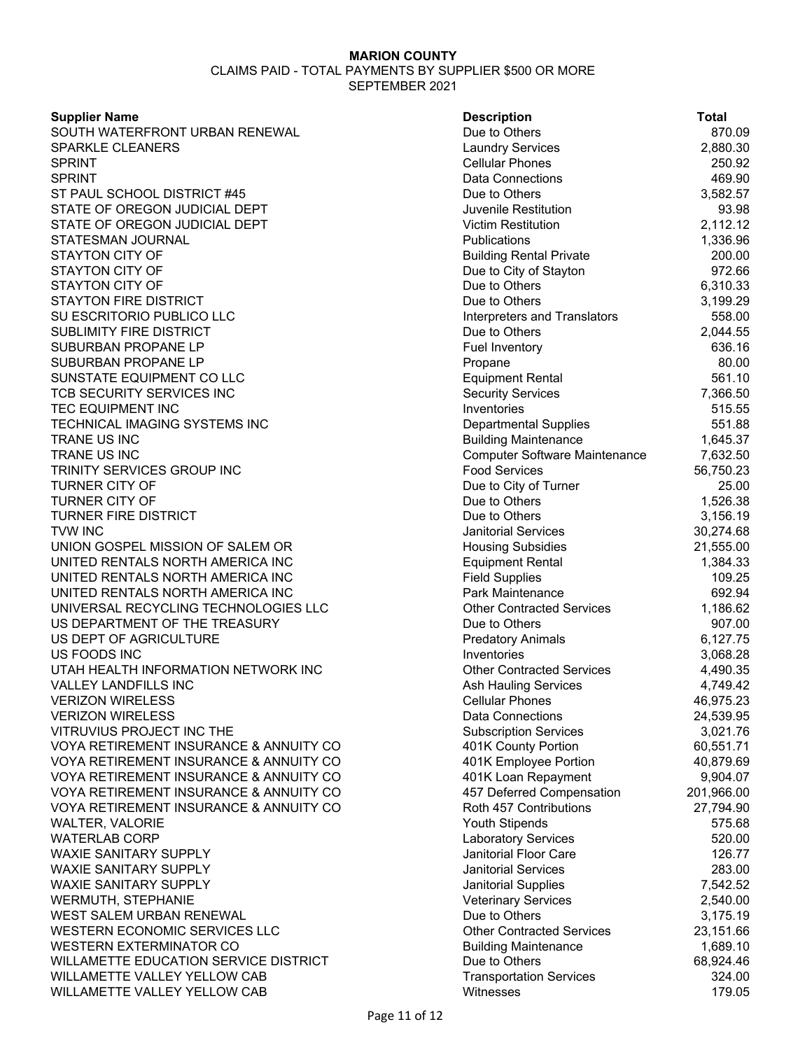**MARION COUNTY**

CLAIMS PAID - TOTAL PAYMENTS BY SUPPLIER $500 OR MORE

SEPTEMBER 2021

| Supplier Name | Description | Total |
|---|---|---|
| SOUTH WATERFRONT URBAN RENEWAL | Due to Others | 870.09 |
| SPARKLE CLEANERS | Laundry Services | 2,880.30 |
| SPRINT | Cellular Phones | 250.92 |
| SPRINT | Data Connections | 469.90 |
| ST PAUL SCHOOL DISTRICT #45 | Due to Others | 3,582.57 |
| STATE OF OREGON JUDICIAL DEPT | Juvenile Restitution | 93.98 |
| STATE OF OREGON JUDICIAL DEPT | Victim Restitution | 2,112.12 |
| STATESMAN JOURNAL | Publications | 1,336.96 |
| STAYTON CITY OF | Building Rental Private | 200.00 |
| STAYTON CITY OF | Due to City of Stayton | 972.66 |
| STAYTON CITY OF | Due to Others | 6,310.33 |
| STAYTON FIRE DISTRICT | Due to Others | 3,199.29 |
| SU ESCRITORIO PUBLICO LLC | Interpreters and Translators | 558.00 |
| SUBLIMITY FIRE DISTRICT | Due to Others | 2,044.55 |
| SUBURBAN PROPANE LP | Fuel Inventory | 636.16 |
| SUBURBAN PROPANE LP | Propane | 80.00 |
| SUNSTATE EQUIPMENT CO LLC | Equipment Rental | 561.10 |
| TCB SECURITY SERVICES INC | Security Services | 7,366.50 |
| TEC EQUIPMENT INC | Inventories | 515.55 |
| TECHNICAL IMAGING SYSTEMS INC | Departmental Supplies | 551.88 |
| TRANE US INC | Building Maintenance | 1,645.37 |
| TRANE US INC | Computer Software Maintenance | 7,632.50 |
| TRINITY SERVICES GROUP INC | Food Services | 56,750.23 |
| TURNER CITY OF | Due to City of Turner | 25.00 |
| TURNER CITY OF | Due to Others | 1,526.38 |
| TURNER FIRE DISTRICT | Due to Others | 3,156.19 |
| TVW INC | Janitorial Services | 30,274.68 |
| UNION GOSPEL MISSION OF SALEM OR | Housing Subsidies | 21,555.00 |
| UNITED RENTALS NORTH AMERICA INC | Equipment Rental | 1,384.33 |
| UNITED RENTALS NORTH AMERICA INC | Field Supplies | 109.25 |
| UNITED RENTALS NORTH AMERICA INC | Park Maintenance | 692.94 |
| UNIVERSAL RECYCLING TECHNOLOGIES LLC | Other Contracted Services | 1,186.62 |
| US DEPARTMENT OF THE TREASURY | Due to Others | 907.00 |
| US DEPT OF AGRICULTURE | Predatory Animals | 6,127.75 |
| US FOODS INC | Inventories | 3,068.28 |
| UTAH HEALTH INFORMATION NETWORK INC | Other Contracted Services | 4,490.35 |
| VALLEY LANDFILLS INC | Ash Hauling Services | 4,749.42 |
| VERIZON WIRELESS | Cellular Phones | 46,975.23 |
| VERIZON WIRELESS | Data Connections | 24,539.95 |
| VITRUVIUS PROJECT INC THE | Subscription Services | 3,021.76 |
| VOYA RETIREMENT INSURANCE & ANNUITY CO | 401K County Portion | 60,551.71 |
| VOYA RETIREMENT INSURANCE & ANNUITY CO | 401K Employee Portion | 40,879.69 |
| VOYA RETIREMENT INSURANCE & ANNUITY CO | 401K Loan Repayment | 9,904.07 |
| VOYA RETIREMENT INSURANCE & ANNUITY CO | 457 Deferred Compensation | 201,966.00 |
| VOYA RETIREMENT INSURANCE & ANNUITY CO | Roth 457 Contributions | 27,794.90 |
| WALTER, VALORIE | Youth Stipends | 575.68 |
| WATERLAB CORP | Laboratory Services | 520.00 |
| WAXIE SANITARY SUPPLY | Janitorial Floor Care | 126.77 |
| WAXIE SANITARY SUPPLY | Janitorial Services | 283.00 |
| WAXIE SANITARY SUPPLY | Janitorial Supplies | 7,542.52 |
| WERMUTH, STEPHANIE | Veterinary Services | 2,540.00 |
| WEST SALEM URBAN RENEWAL | Due to Others | 3,175.19 |
| WESTERN ECONOMIC SERVICES LLC | Other Contracted Services | 23,151.66 |
| WESTERN EXTERMINATOR CO | Building Maintenance | 1,689.10 |
| WILLAMETTE EDUCATION SERVICE DISTRICT | Due to Others | 68,924.46 |
| WILLAMETTE VALLEY YELLOW CAB | Transportation Services | 324.00 |
| WILLAMETTE VALLEY YELLOW CAB | Witnesses | 179.05 |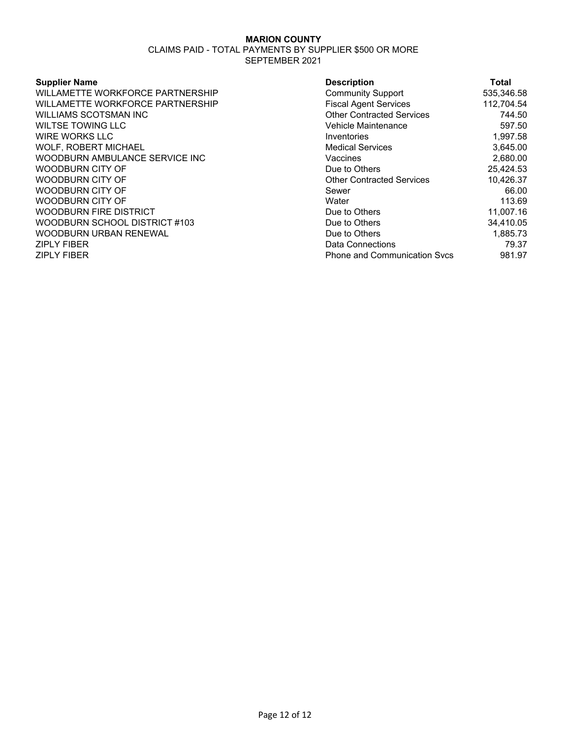**MARION COUNTY**

CLAIMS PAID - TOTAL PAYMENTS BY SUPPLIER $500 OR MORE

SEPTEMBER 2021

| Supplier Name | Description | Total |
|---|---|---|
| WILLAMETTE WORKFORCE PARTNERSHIP | Community Support | 535,346.58 |
| WILLAMETTE WORKFORCE PARTNERSHIP | Fiscal Agent Services | 112,704.54 |
| WILLIAMS SCOTSMAN INC | Other Contracted Services | 744.50 |
| WILTSE TOWING LLC | Vehicle Maintenance | 597.50 |
| WIRE WORKS LLC | Inventories | 1,997.58 |
| WOLF, ROBERT MICHAEL | Medical Services | 3,645.00 |
| WOODBURN AMBULANCE SERVICE INC | Vaccines | 2,680.00 |
| WOODBURN CITY OF | Due to Others | 25,424.53 |
| WOODBURN CITY OF | Other Contracted Services | 10,426.37 |
| WOODBURN CITY OF | Sewer | 66.00 |
| WOODBURN CITY OF | Water | 113.69 |
| WOODBURN FIRE DISTRICT | Due to Others | 11,007.16 |
| WOODBURN SCHOOL DISTRICT #103 | Due to Others | 34,410.05 |
| WOODBURN URBAN RENEWAL | Due to Others | 1,885.73 |
| ZIPLY FIBER | Data Connections | 79.37 |
| ZIPLY FIBER | Phone and Communication Svcs | 981.97 |